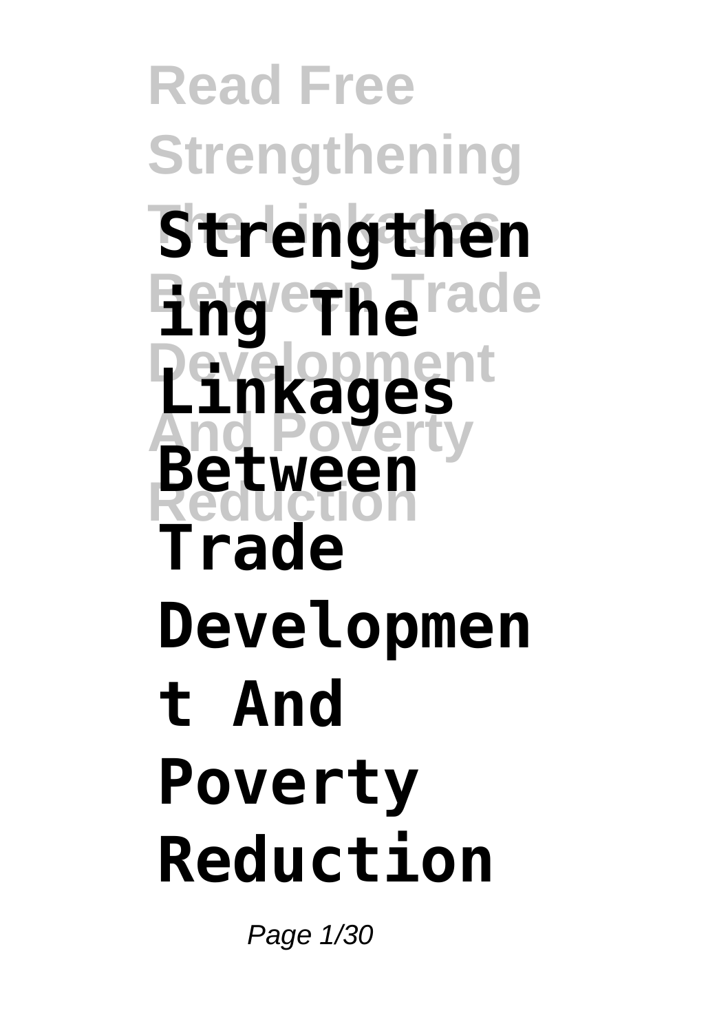# Strengthening The Linkages Between Trade Development And Poverty Reduction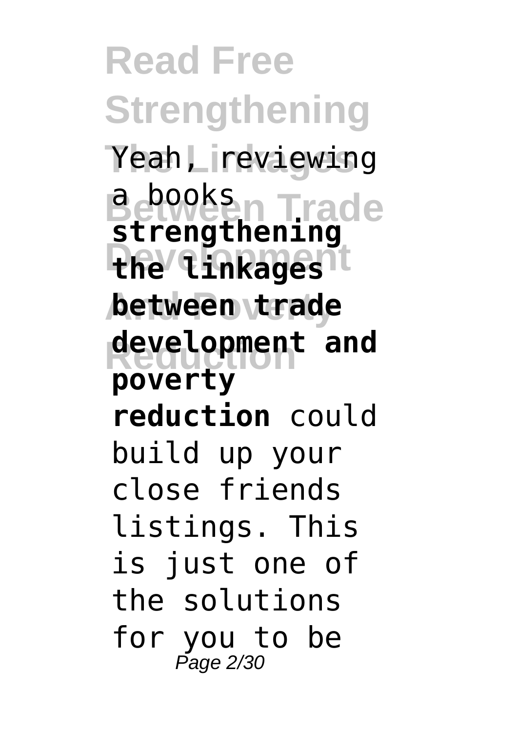Yeah, reviewing a books **strengthening the linkages between trade development and poverty reduction** could build up your close friends listings. This is just one of the solutions for you to be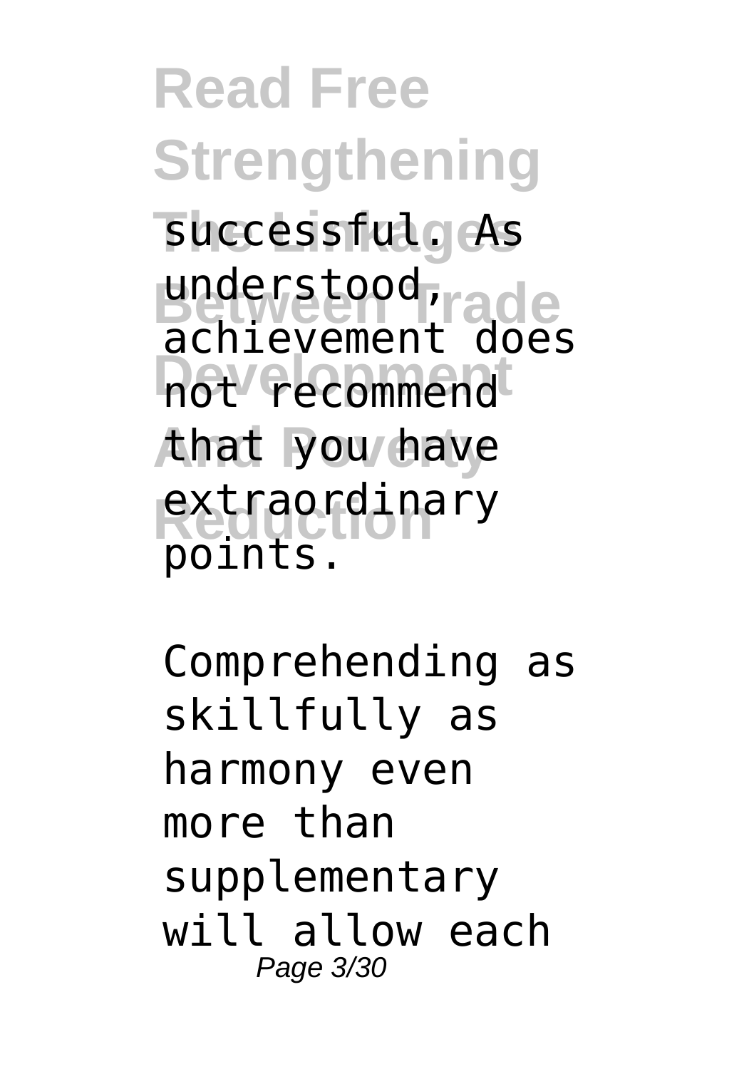successful. As understood, achievement does not recommend that you have extraordinary points.

Comprehending as skillfully as harmony even more than supplementary will allow each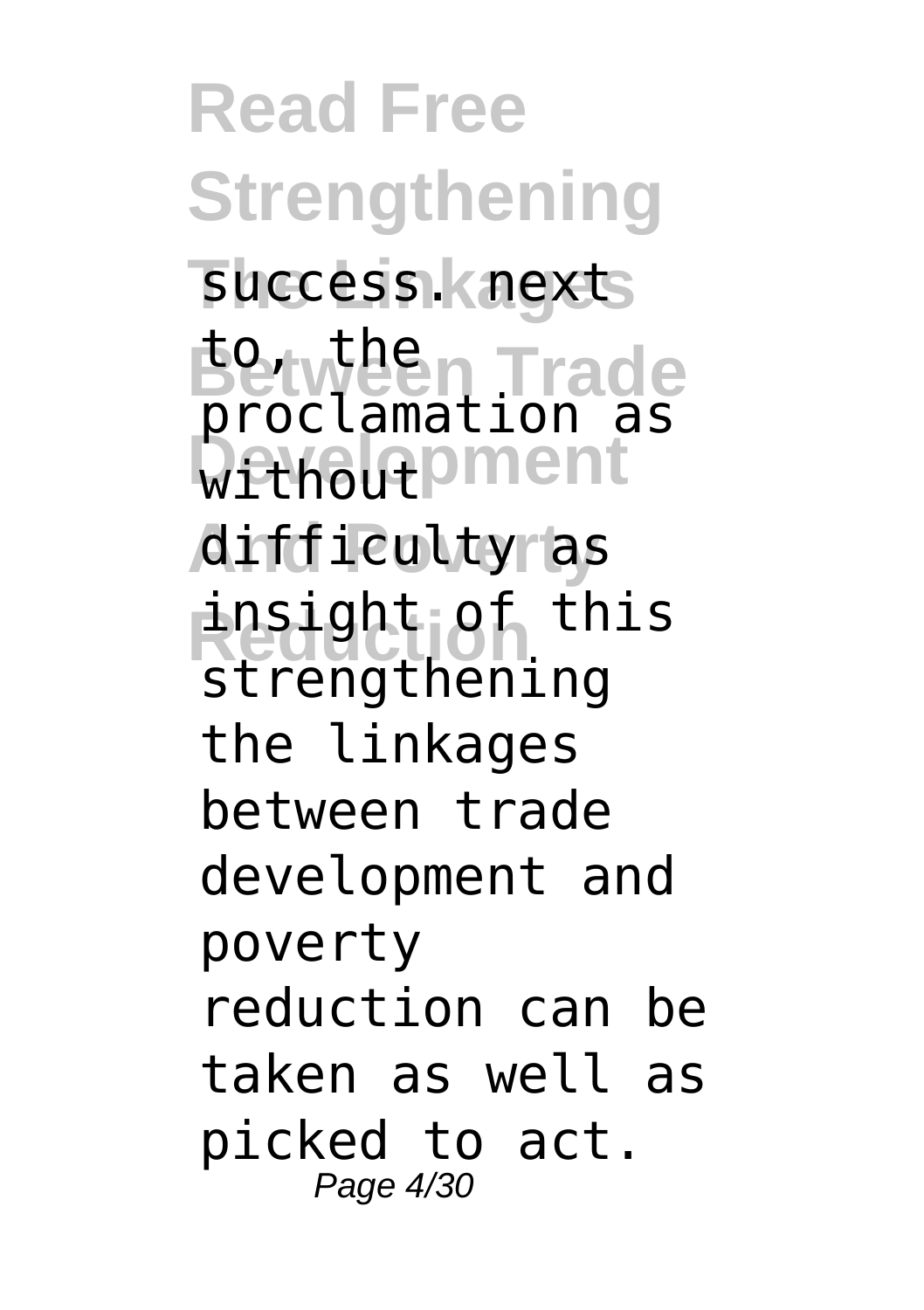success. next to, the proclamation as without difficulty as insight of this strengthening the linkages between trade development and poverty reduction can be taken as well as picked to act.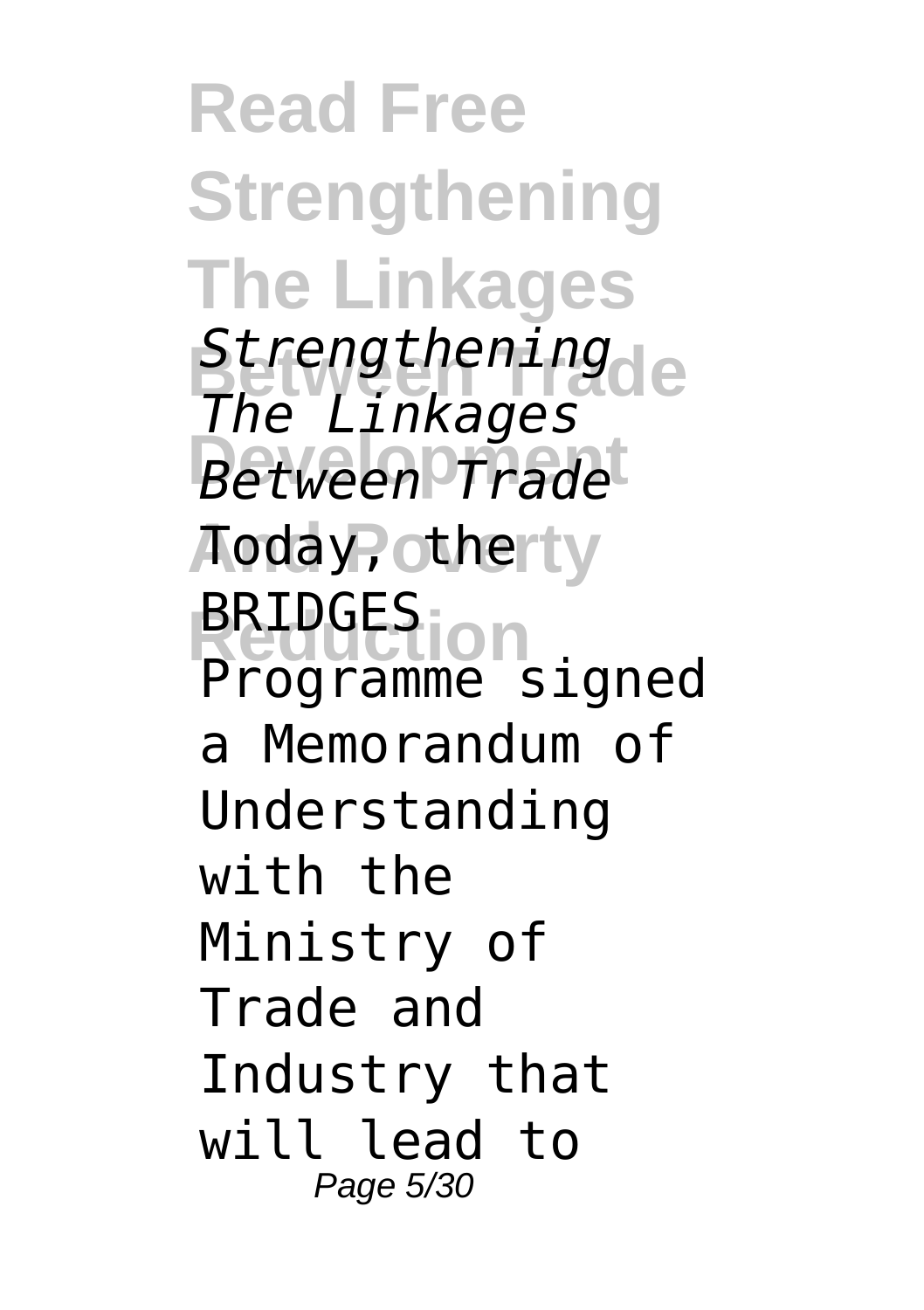*Strengthening The Linkages Between Trade*

Today, the BRIDGES Programme signed a Memorandum of Understanding with the Ministry of Trade and Industry that will lead to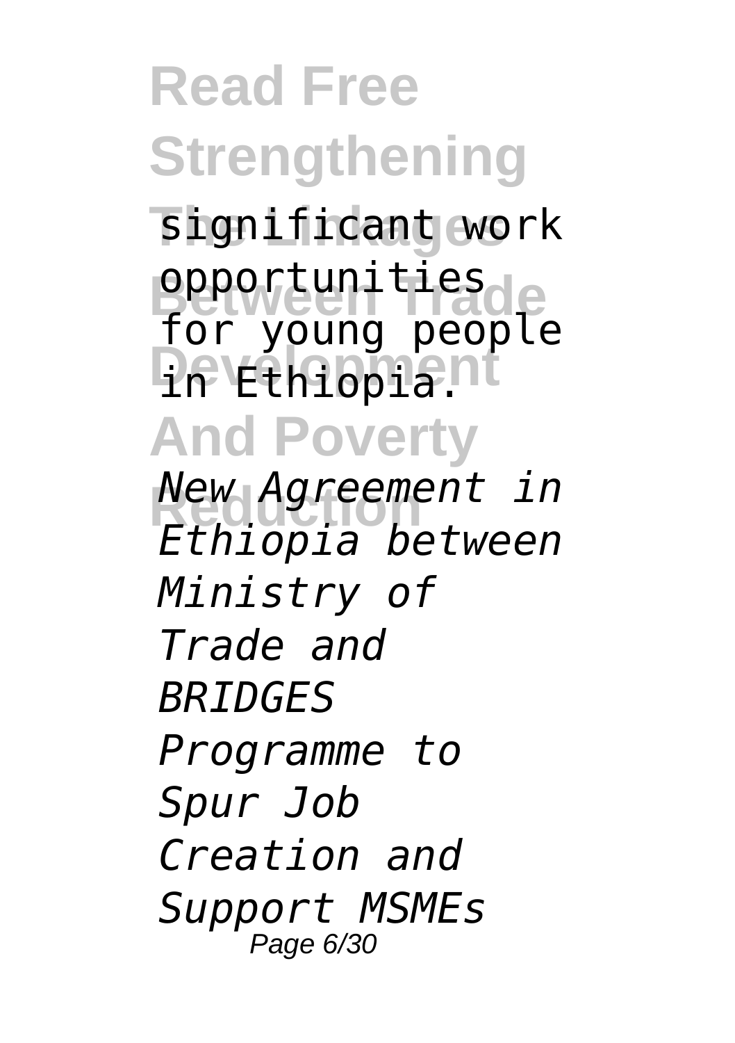significant work opportunities for young people in Ethiopia.

*New Agreement in Ethiopia between Ministry of Trade and BRIDGES Programme to Spur Job Creation and Support MSMEs*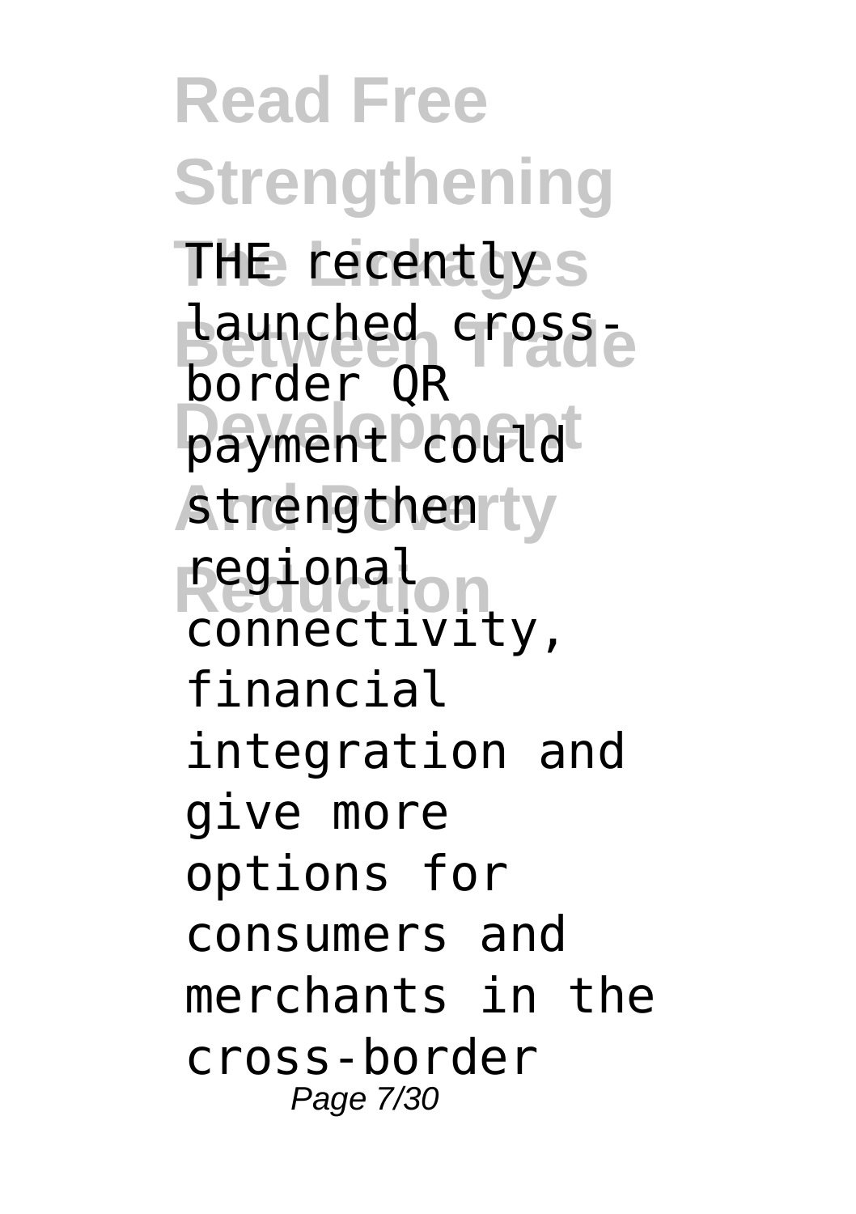THE recently launched cross-border QR payment could strengthen regional connectivity, financial integration and give more options for consumers and merchants in the cross-border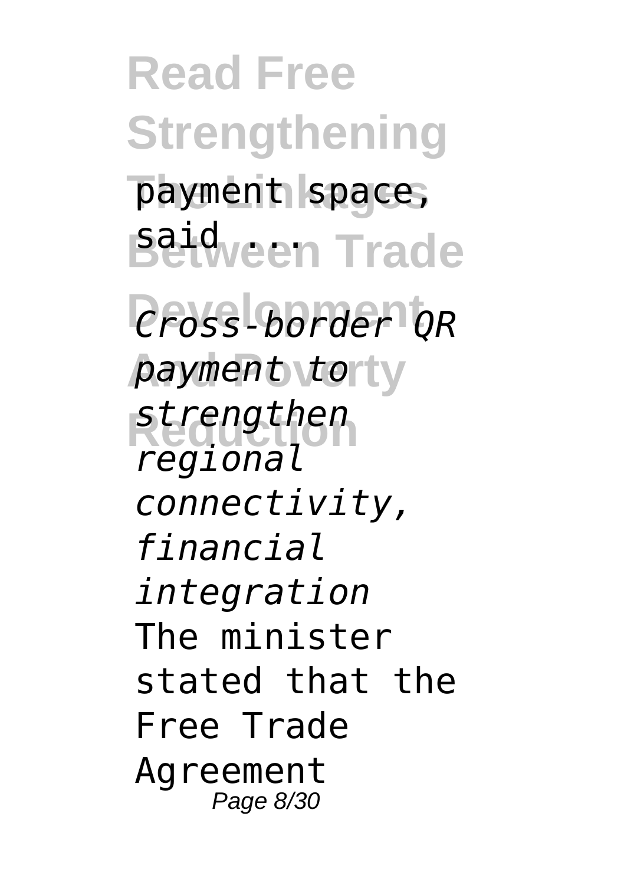payment space, said ...

*Cross-border QR payment to strengthen regional connectivity, financial integration*

The minister stated that the Free Trade Agreement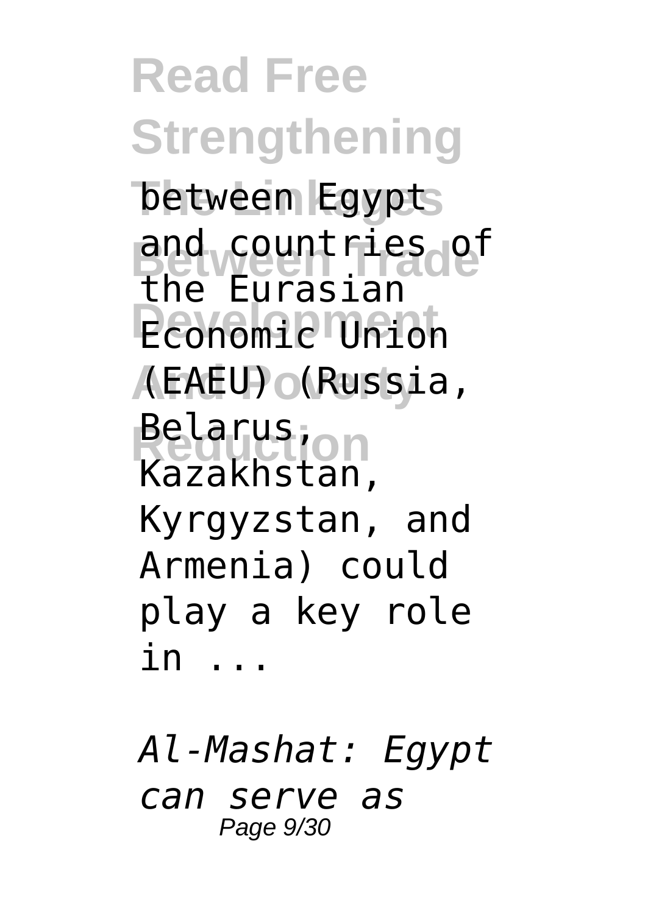between Egypt and countries of the Eurasian Economic Union (EAEU) (Russia, Belarus, Kazakhstan, Kyrgyzstan, and Armenia) could play a key role in ...

*Al-Mashat: Egypt can serve as*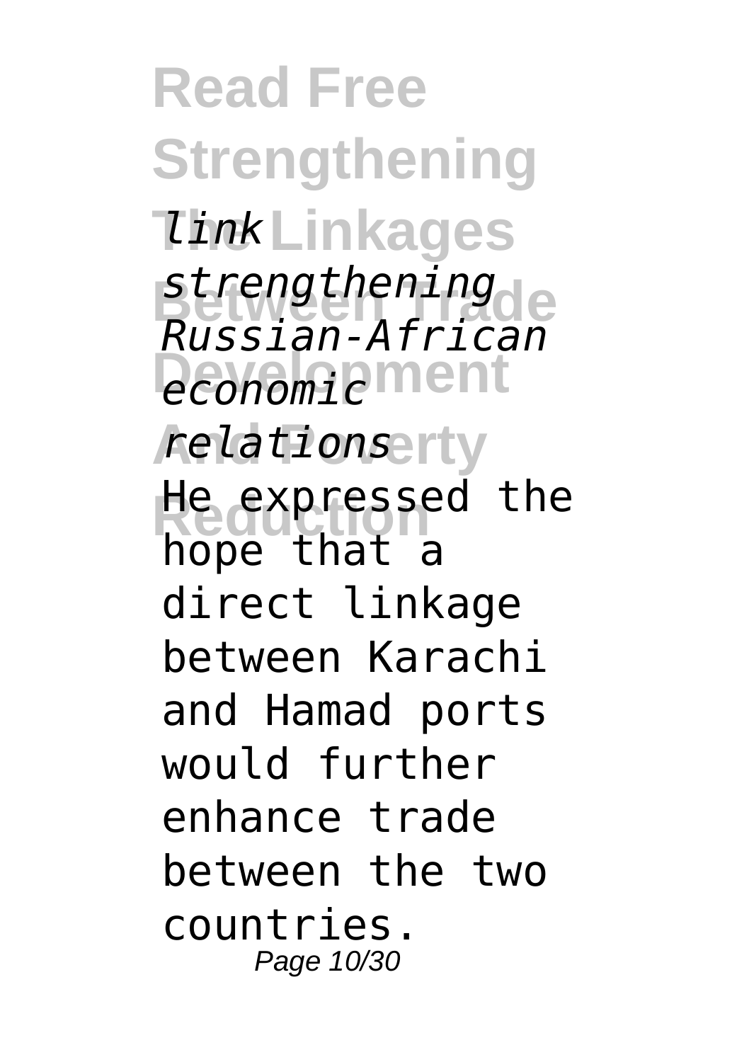*link strengthening Russian-African economic relations*

He expressed the hope that a direct linkage between Karachi and Hamad ports would further enhance trade between the two countries.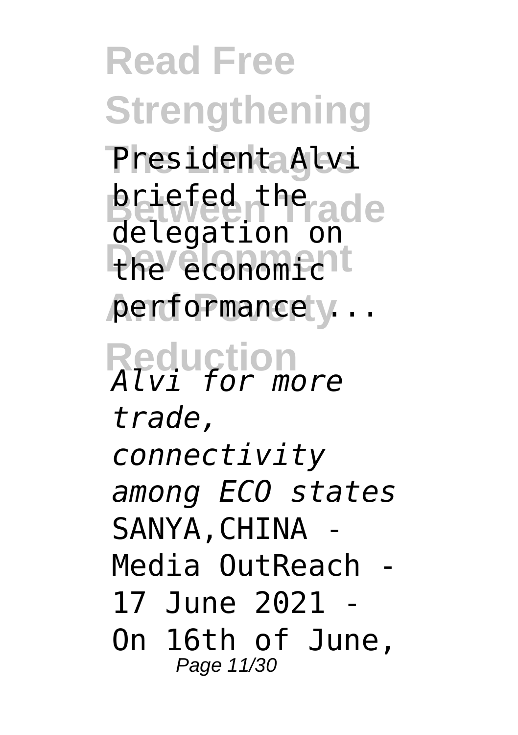President Alvi briefed the delegation on the economic performance ...

*Alvi for more trade, connectivity among ECO states*

SANYA,CHINA - Media OutReach - 17 June 2021 - On 16th of June,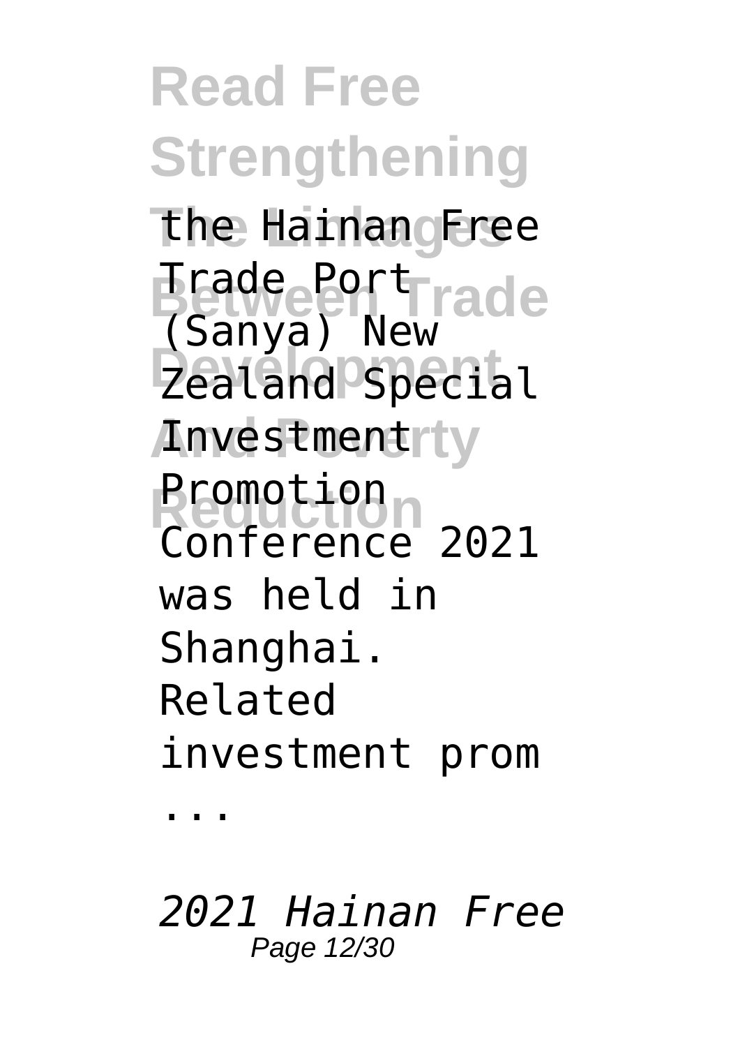the Hainan Free Trade Port (Sanya) New Zealand Special Investment Promotion Conference 2021 was held in Shanghai. Related investment prom ...

*2021 Hainan Free*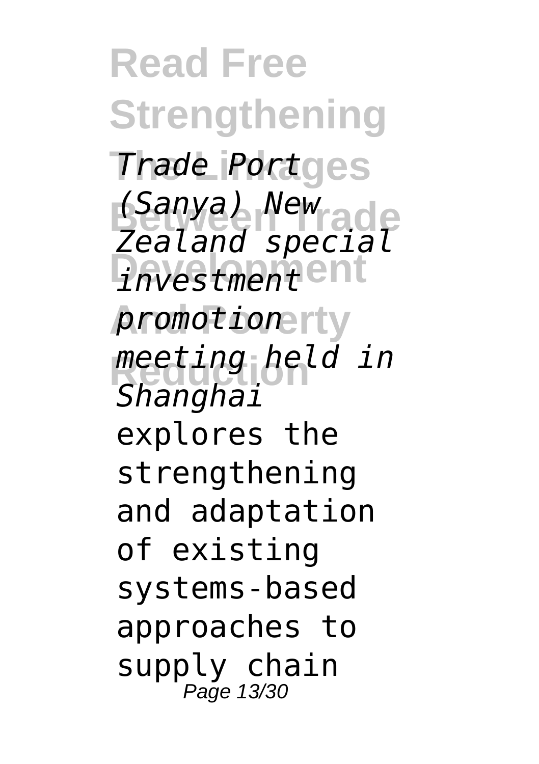*Trade Port (Sanya) New Zealand special investment promotion meeting held in Shanghai* explores the strengthening and adaptation of existing systems-based approaches to supply chain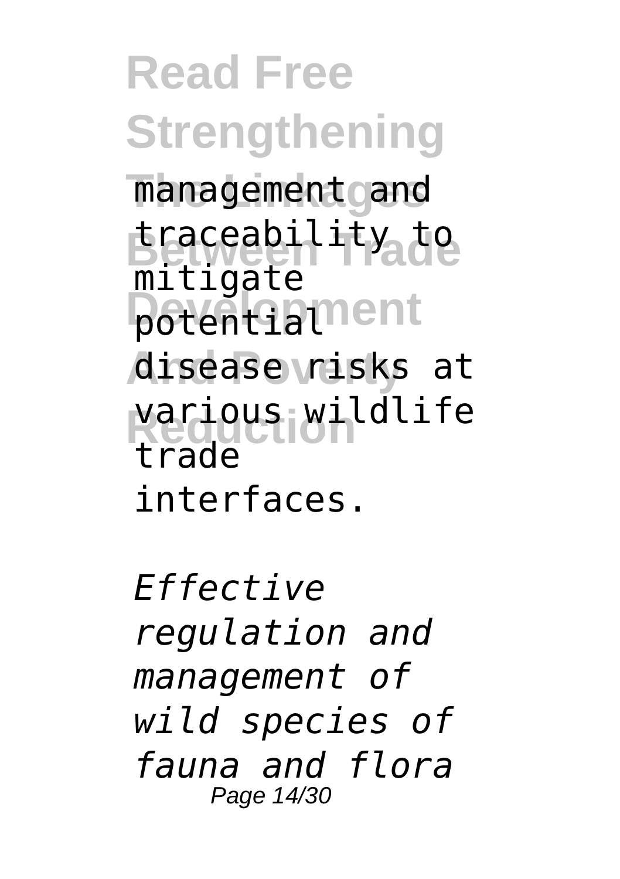management and traceability to mitigate potential disease risks at various wildlife trade interfaces.

*Effective regulation and management of wild species of fauna and flora*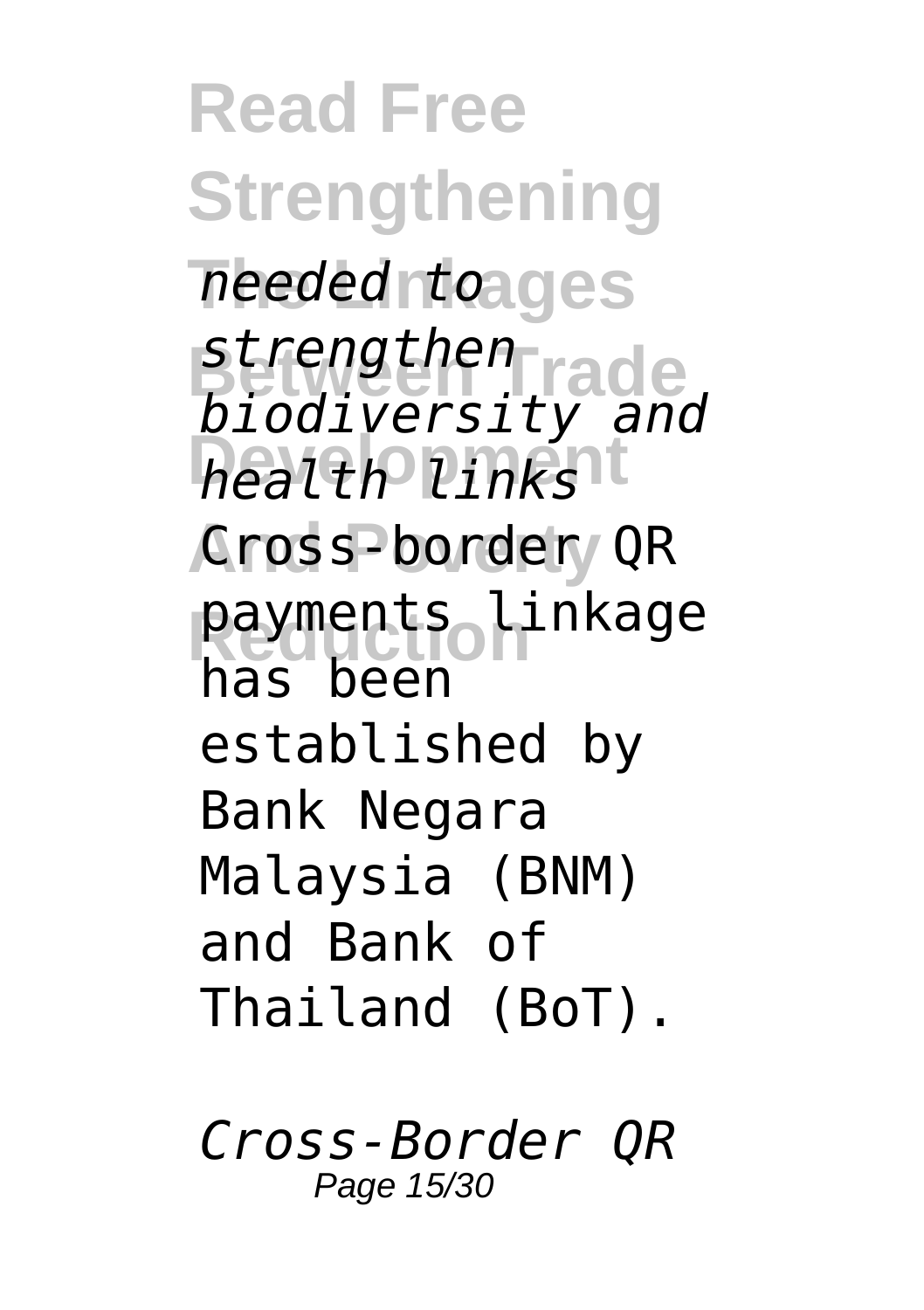*needed to strengthen biodiversity and health links*

Cross-border QR payments linkage has been established by Bank Negara Malaysia (BNM) and Bank of Thailand (BoT).

*Cross-Border QR*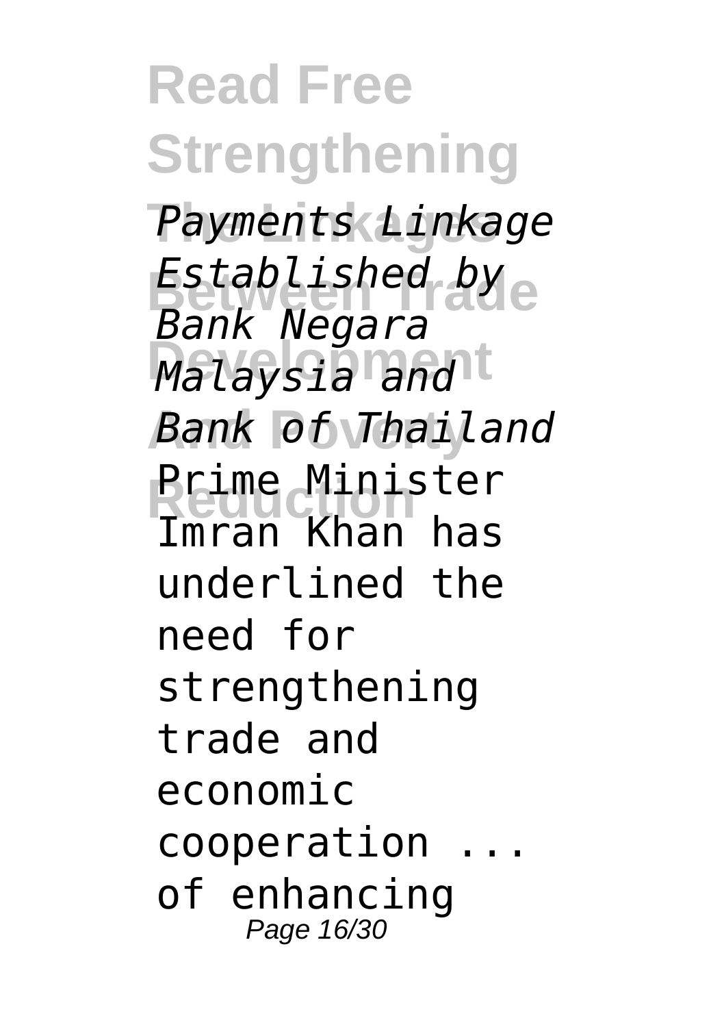*Payments Linkage Established by Bank Negara Malaysia and Bank of Thailand*

Prime Minister Imran Khan has underlined the need for strengthening trade and economic cooperation ... of enhancing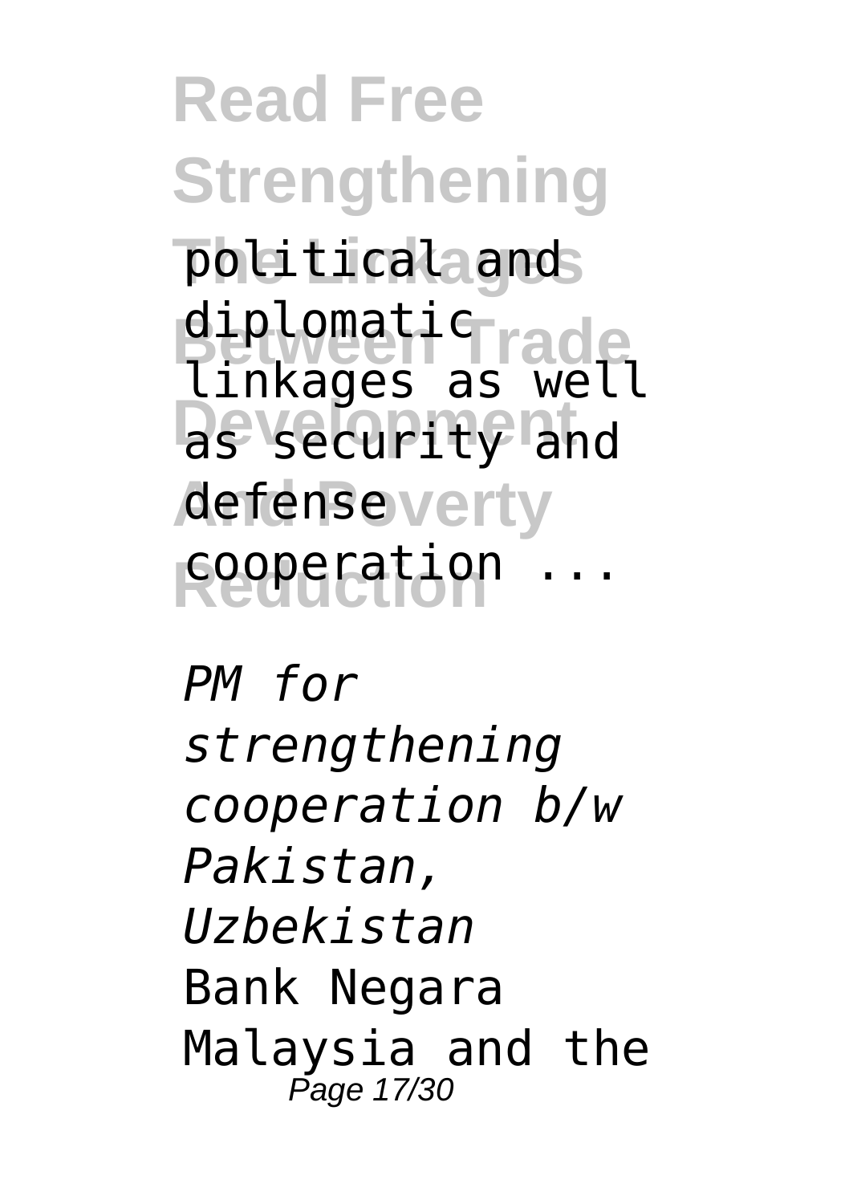political and diplomatic linkages as well as security and defense cooperation ...

*PM for strengthening cooperation b/w Pakistan, Uzbekistan*

Bank Negara Malaysia and the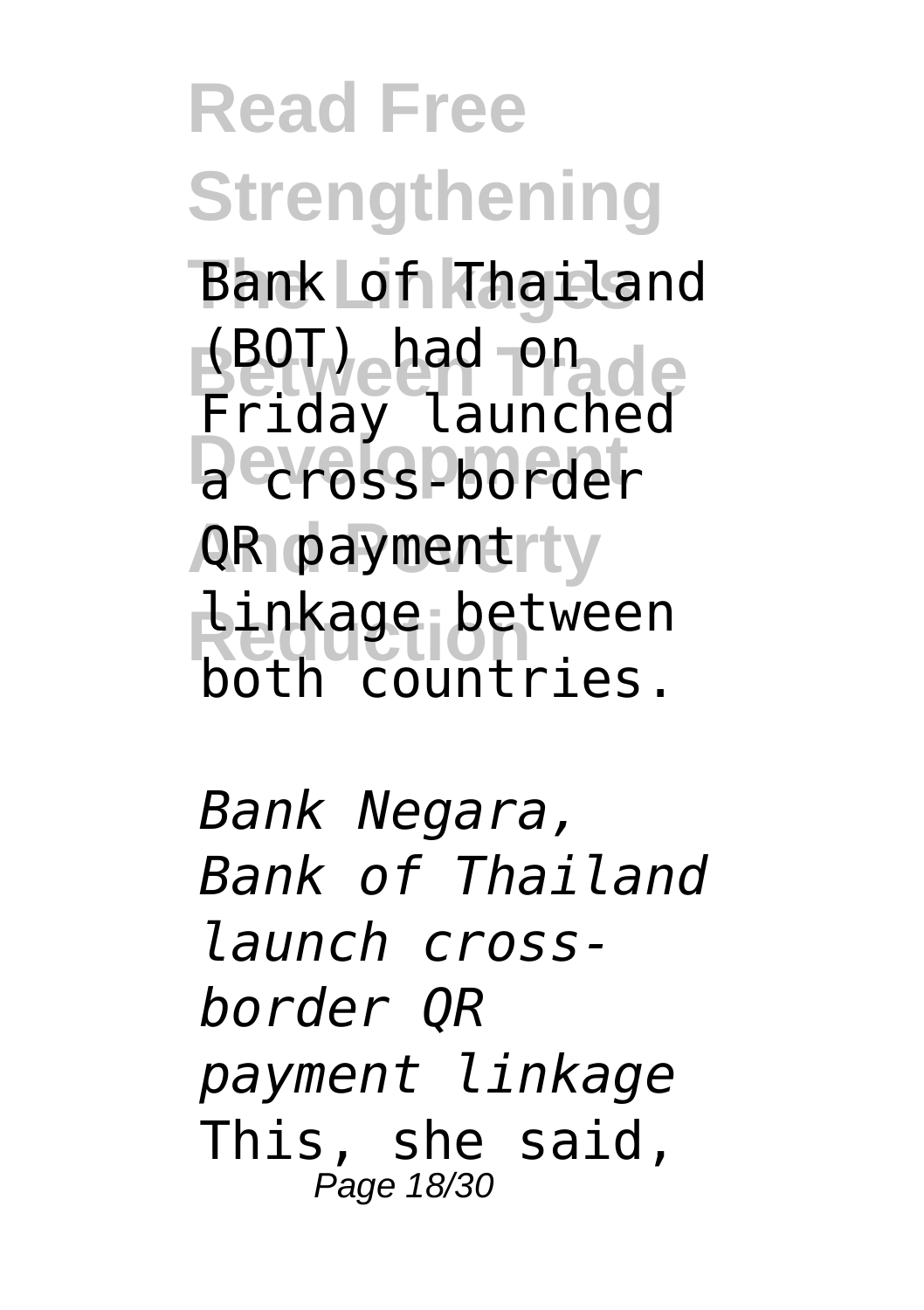Bank of Thailand (BOT) had on Friday launched a cross-border QR payment linkage between both countries.

*Bank Negara, Bank of Thailand launch cross-border QR payment linkage*

This, she said,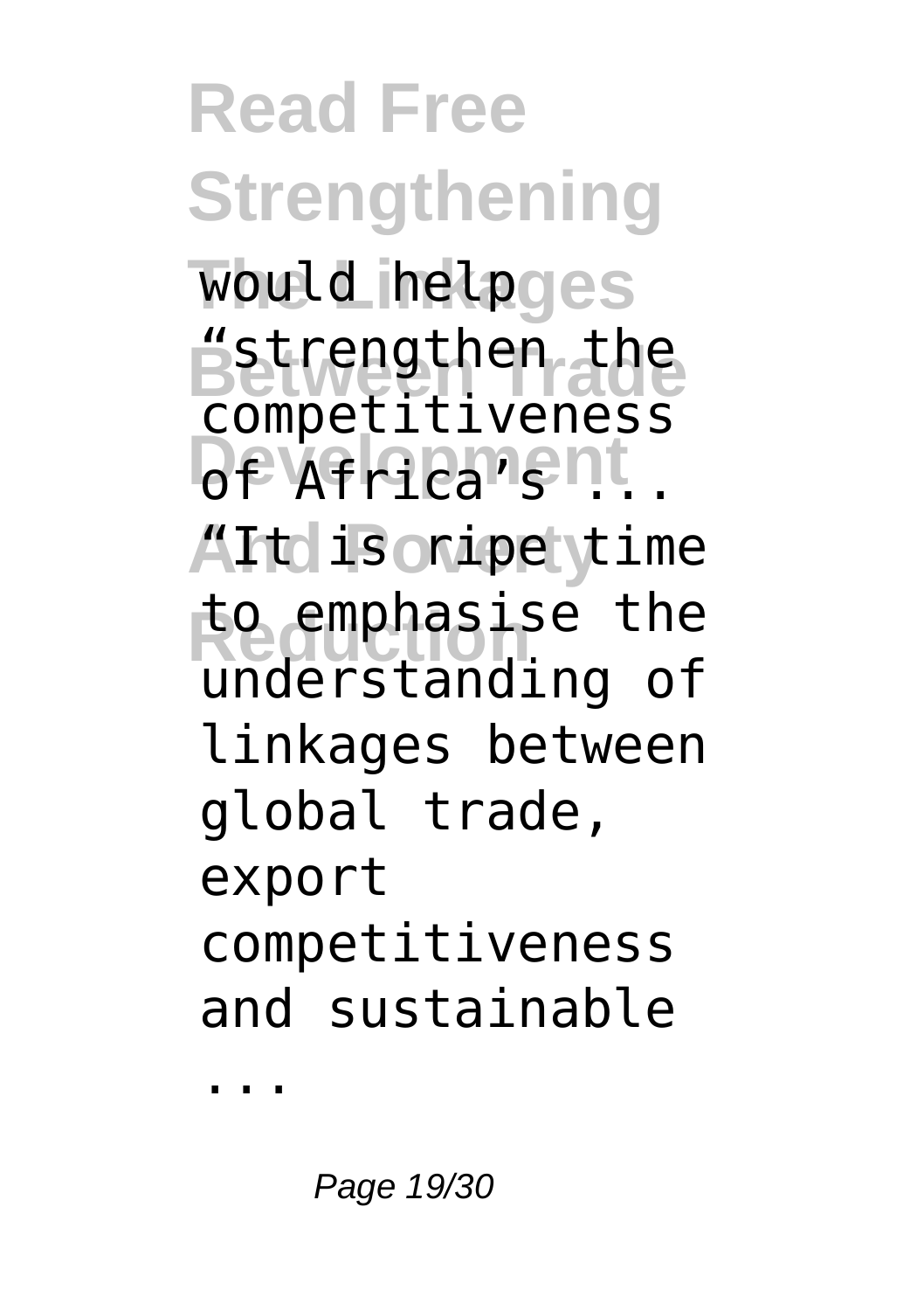would help "strengthen the competitiveness of Africa's ... "It is ripe time to emphasise the understanding of linkages between global trade, export competitiveness and sustainable ...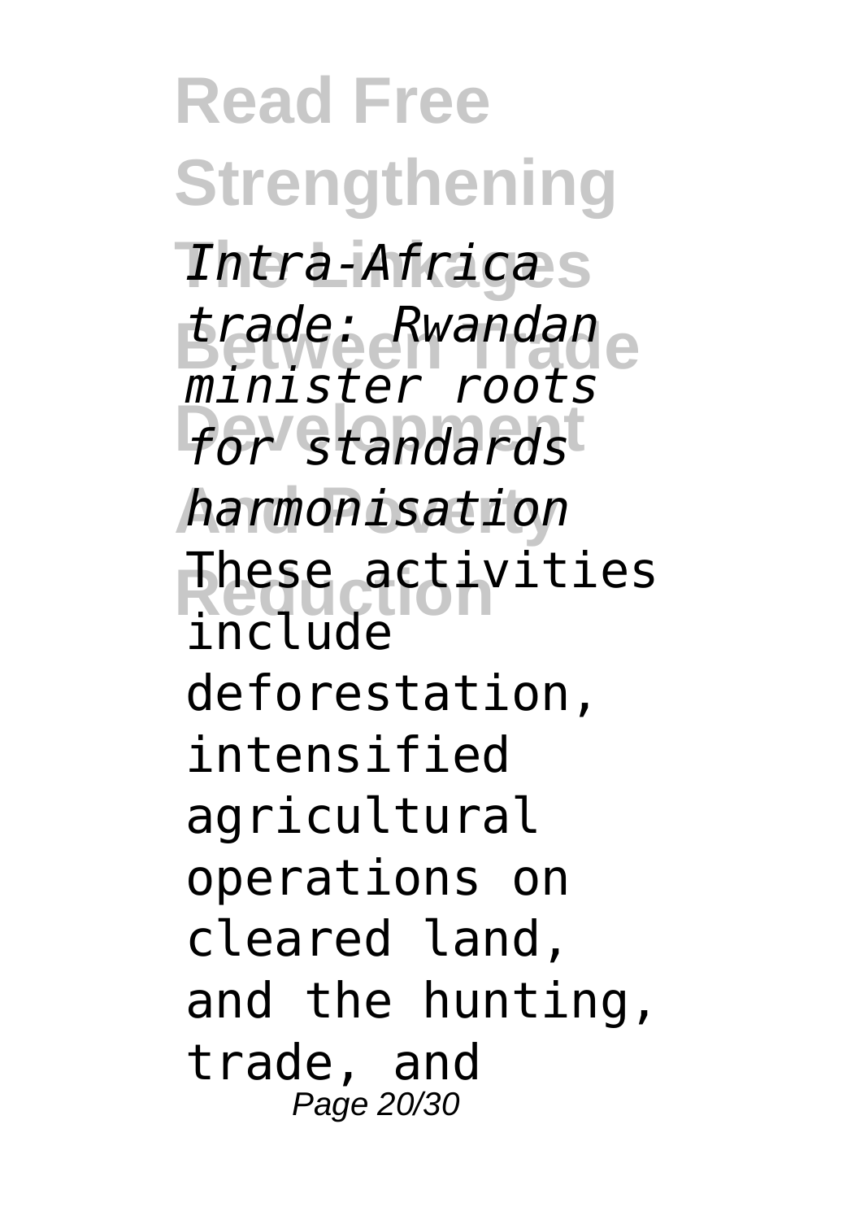*Intra-Africa trade: Rwandan minister roots for standards harmonisation*

These activities include deforestation, intensified agricultural operations on cleared land, and the hunting, trade, and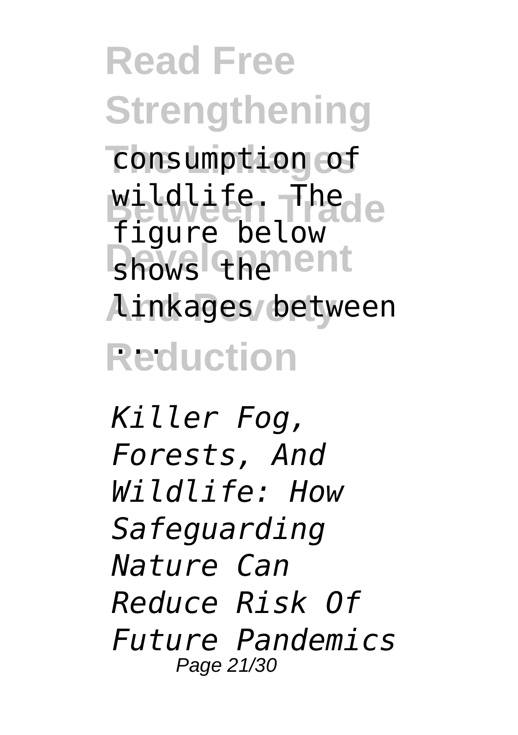consumption of wildlife. The figure below shows the linkages between ...

*Killer Fog, Forests, And Wildlife: How Safeguarding Nature Can Reduce Risk Of Future Pandemics*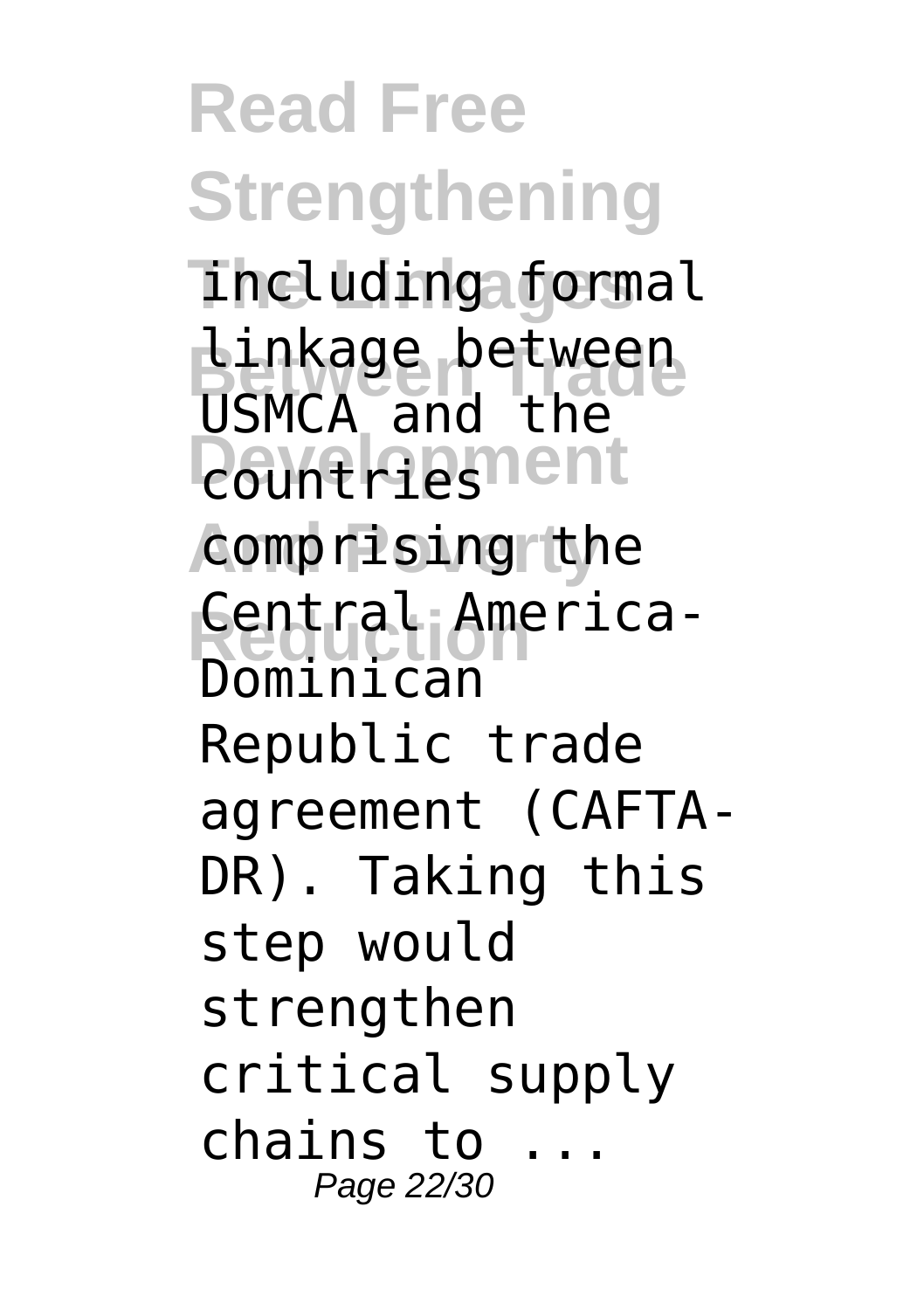including formal linkage between USMCA and the countries comprising the Central America-Dominican Republic trade agreement (CAFTA-DR). Taking this step would strengthen critical supply chains to ...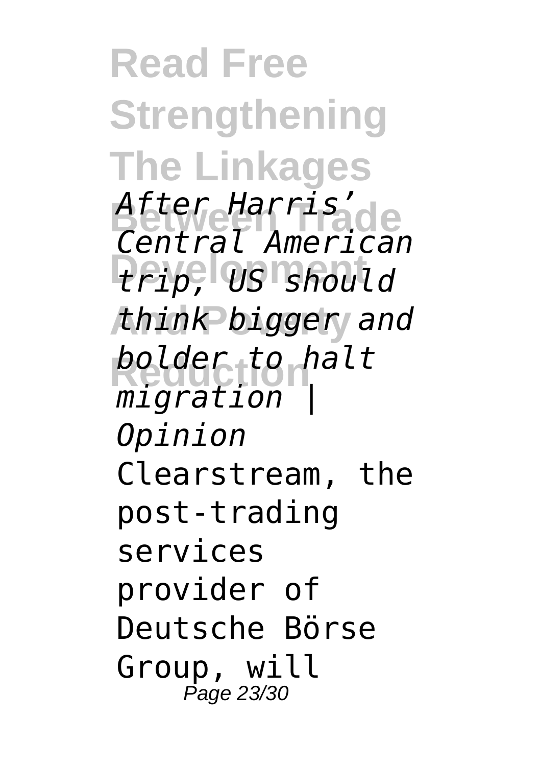*After Harris' Central American trip, US should think bigger and bolder to halt migration | Opinion*

Clearstream, the post-trading services provider of Deutsche Börse Group, will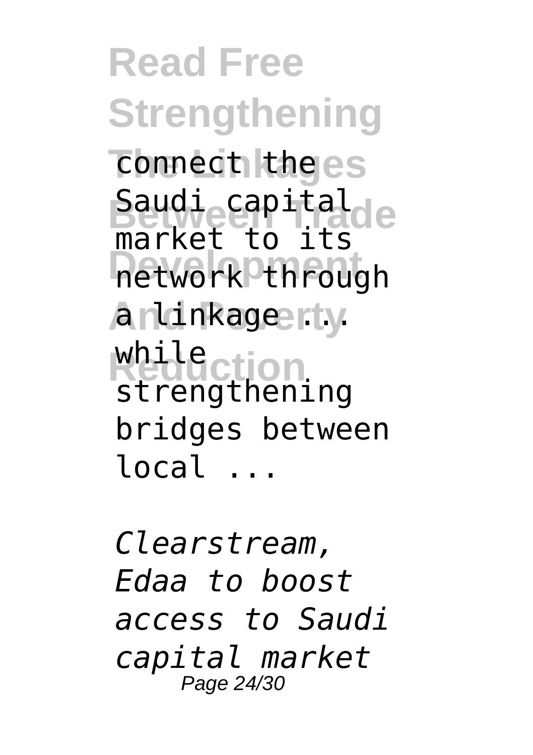connect the Saudi capital market to its network through a linkage ... while strengthening bridges between local ...

*Clearstream, Edaa to boost access to Saudi capital market*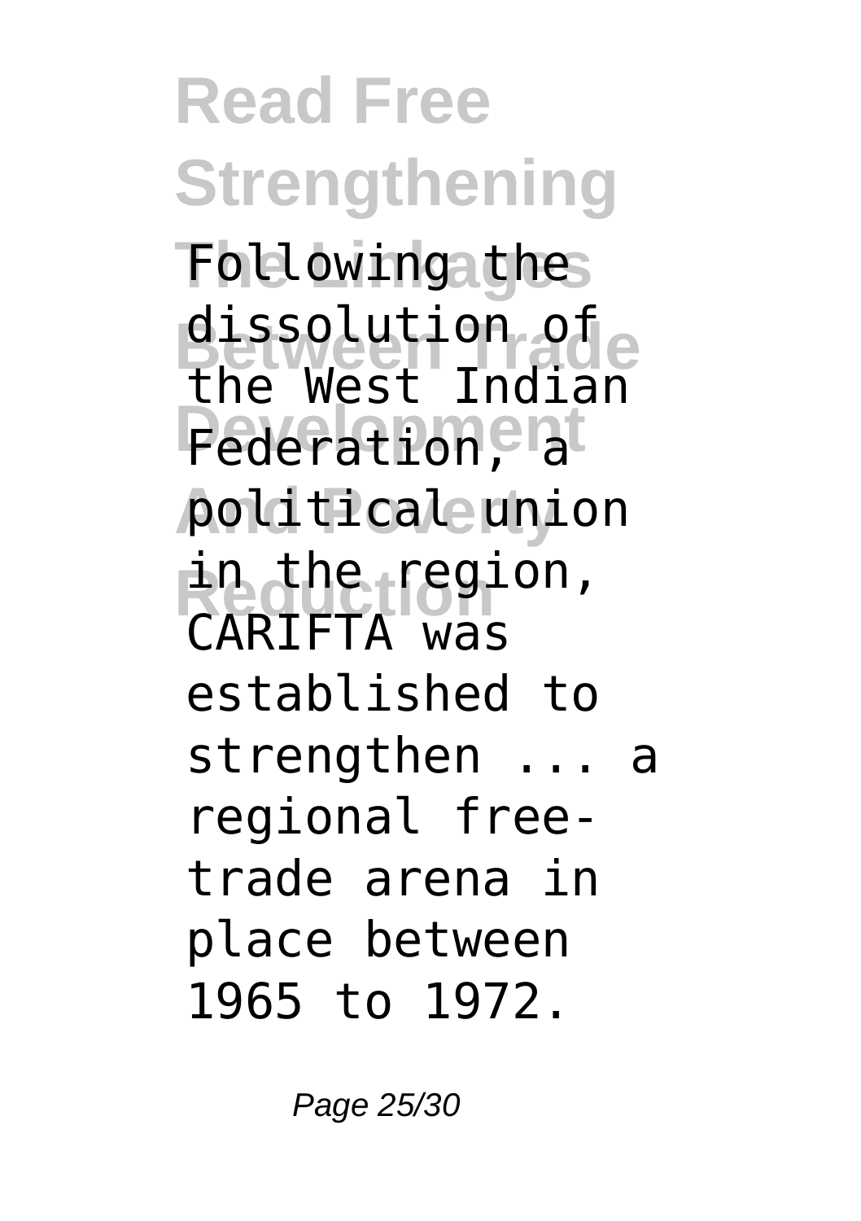Following the dissolution of the West Indian Federation, a political union in the region, CARIFTA was established to strengthen ... a regional free-trade arena in place between 1965 to 1972.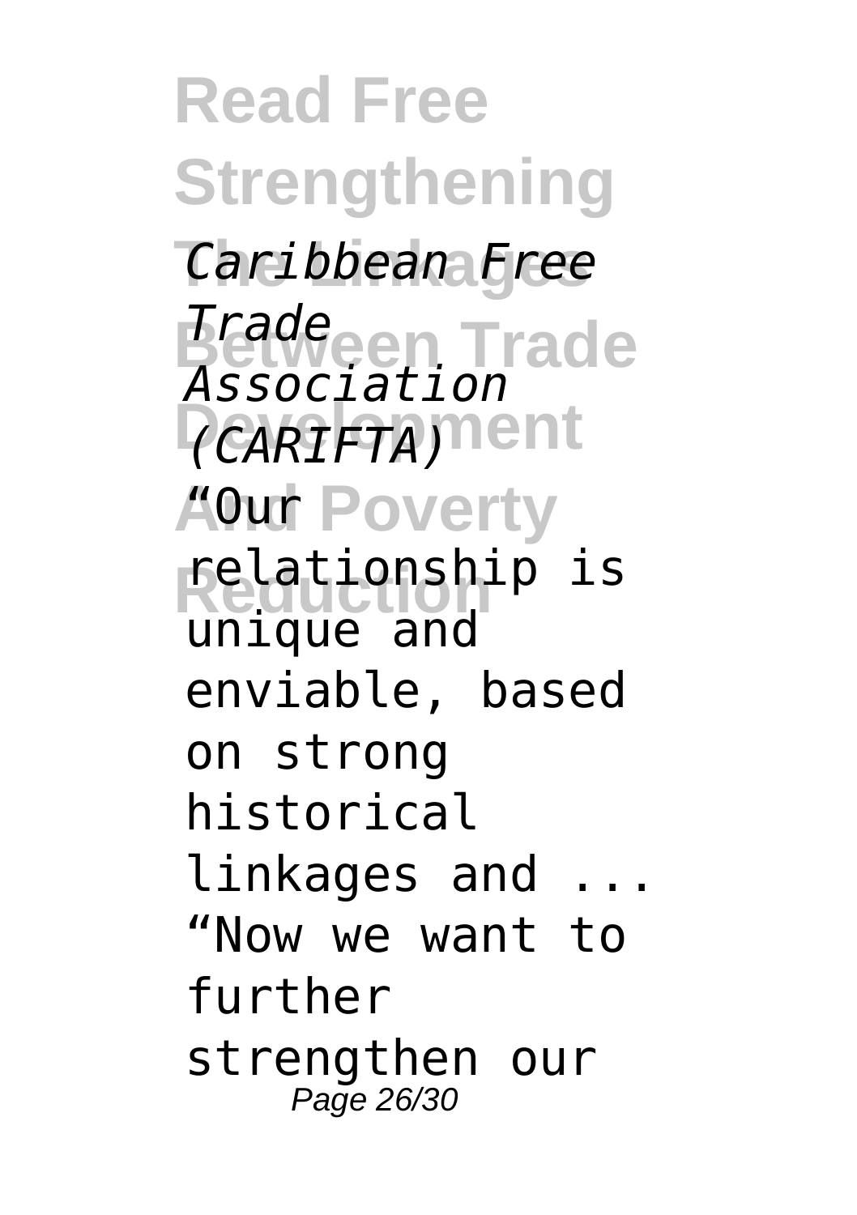*Caribbean Free Trade Association (CARIFTA)*

"Our relationship is unique and enviable, based on strong historical linkages and ... "Now we want to further strengthen our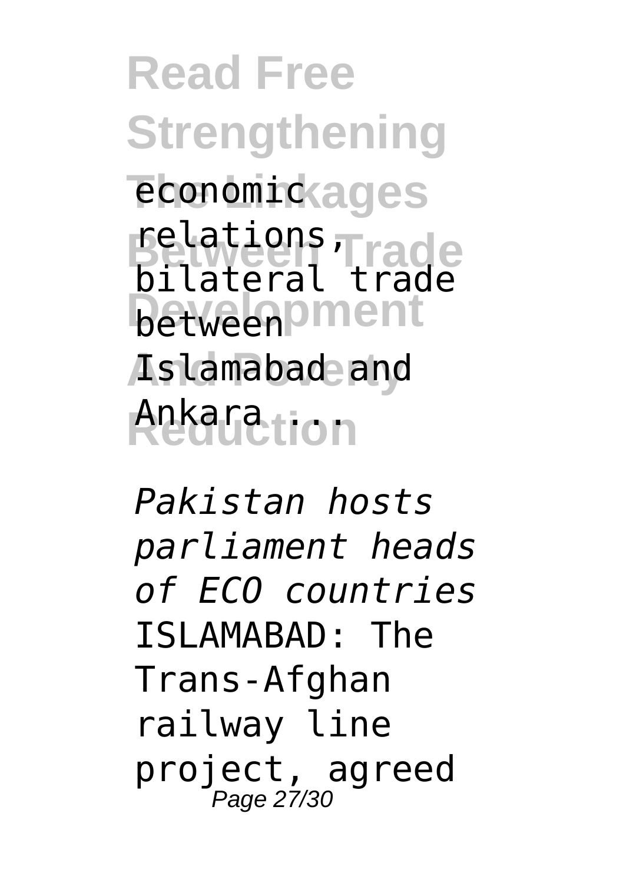economic relations, bilateral trade between Islamabad and Ankara ...

*Pakistan hosts parliament heads of ECO countries*
ISLAMABAD: The Trans-Afghan railway line project, agreed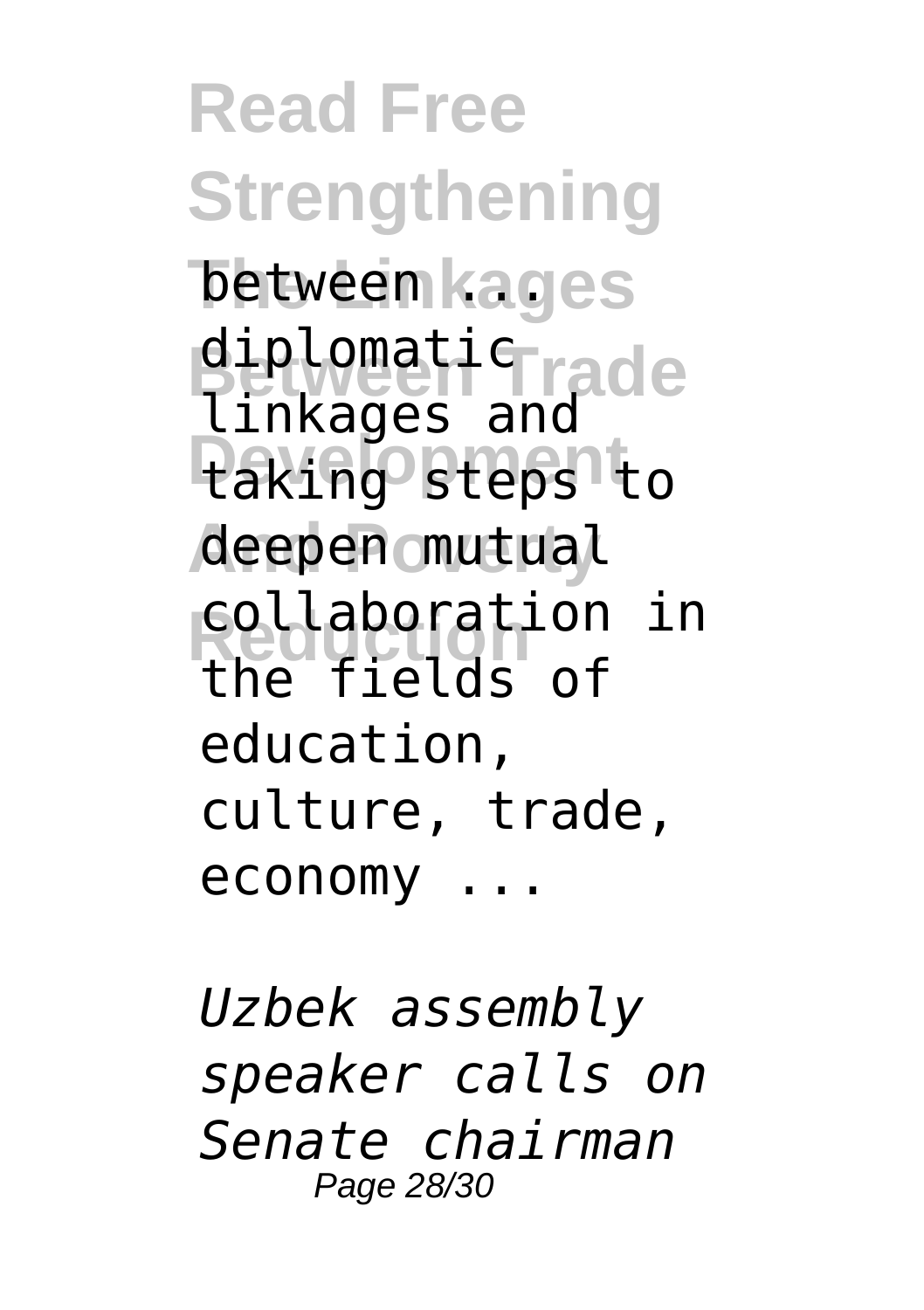between ... diplomatic linkages and taking steps to deepen mutual collaboration in the fields of education, culture, trade, economy ...

*Uzbek assembly speaker calls on Senate chairman*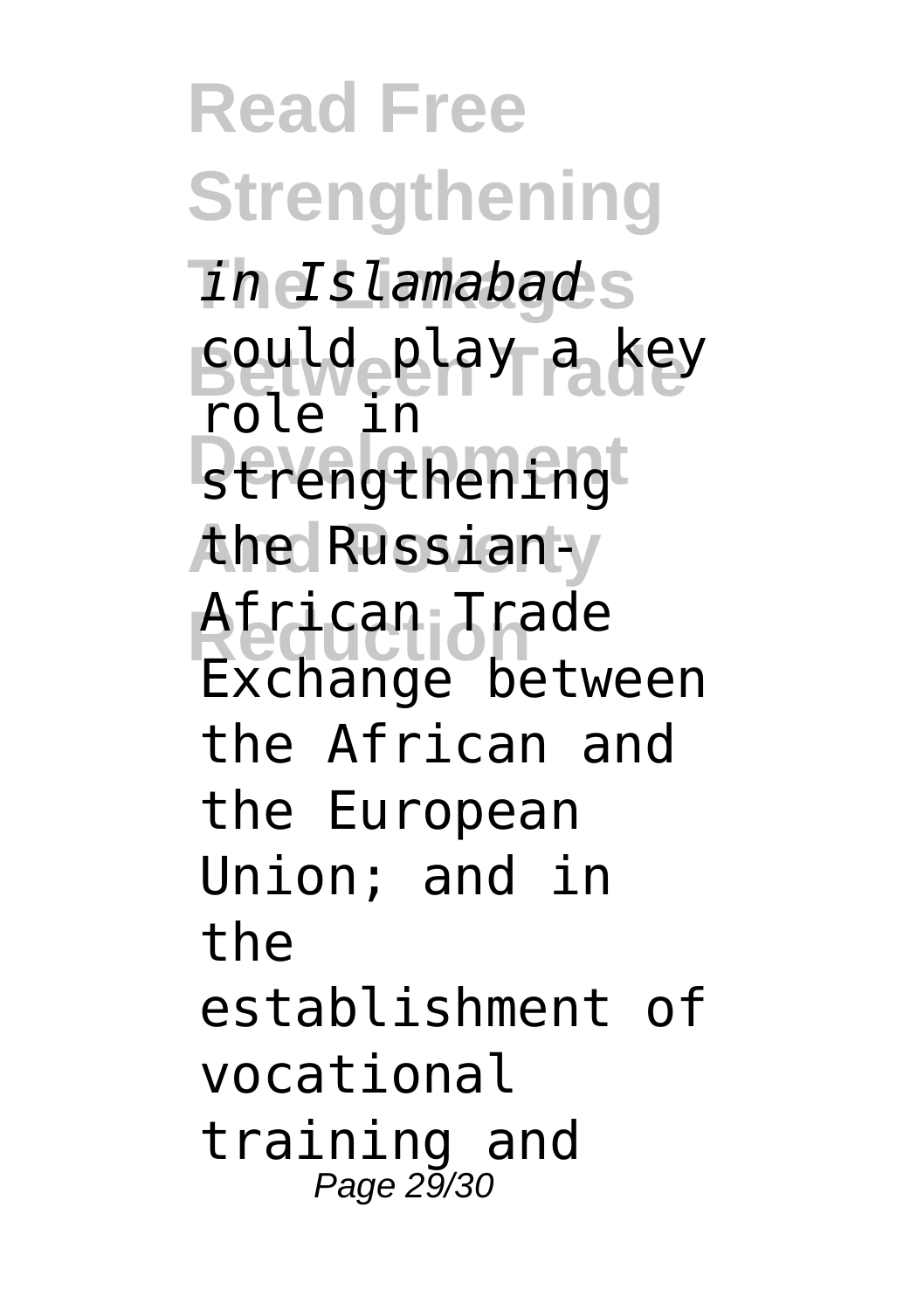*in Islamabad* could play a key role in strengthening the Russian-African Trade Exchange between the African and the European Union; and in the establishment of vocational training and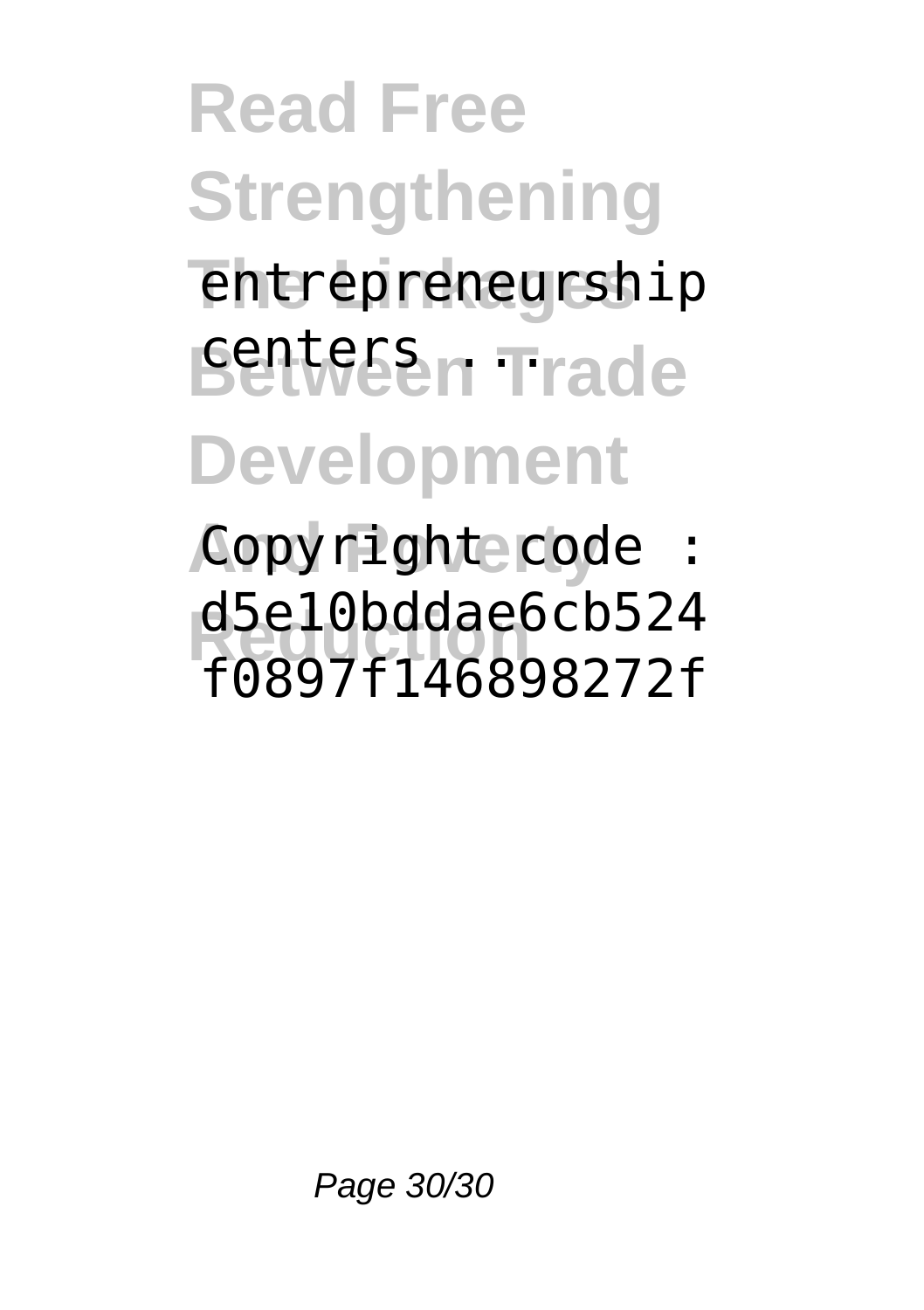entrepreneurship centers ...

Copyright code : d5e10bddae6cb524f0897f146898272f